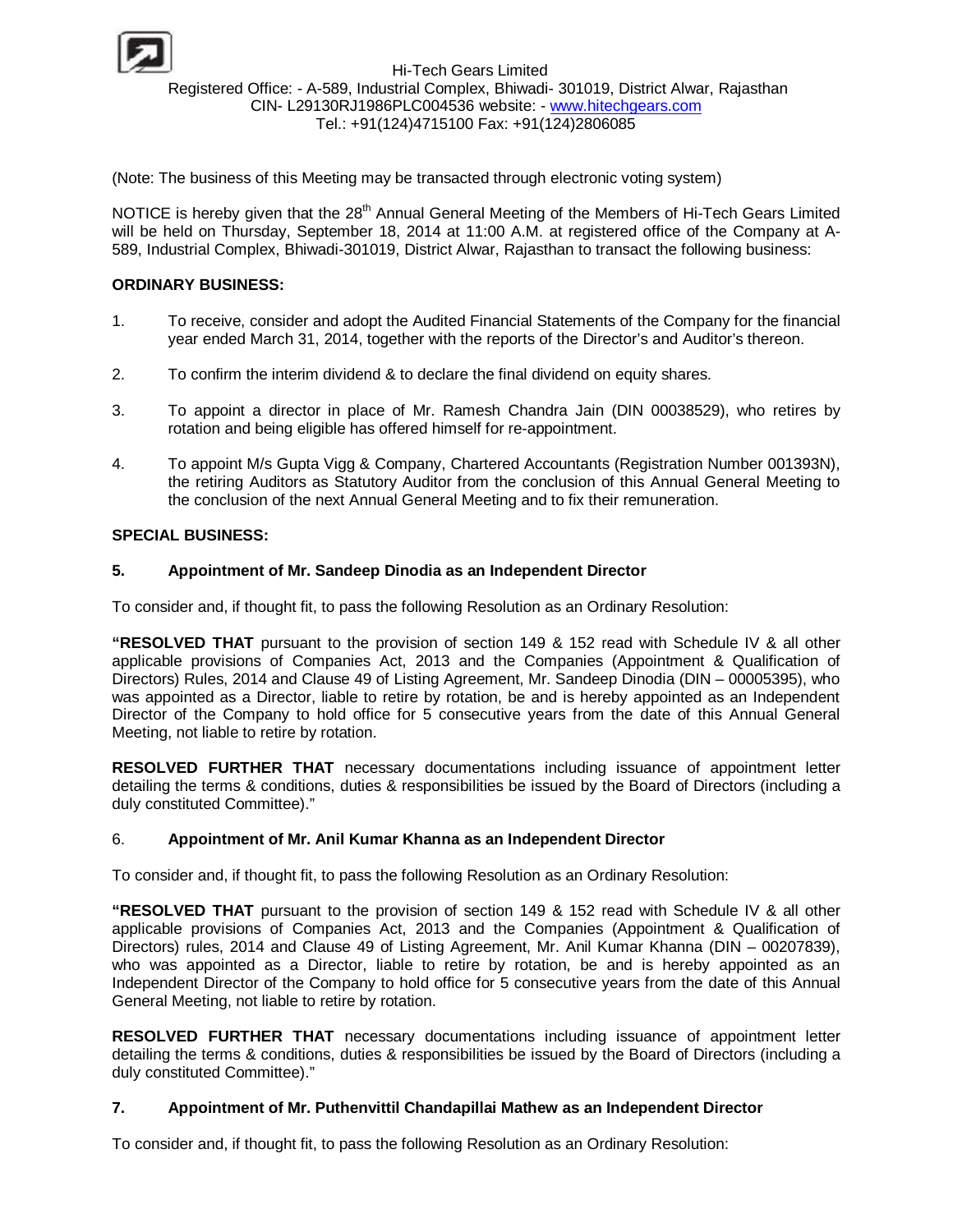Hi-Tech Gears Limited
Registered Office: - A-589, Industrial Complex, Bhiwadi- 301019, District Alwar, Rajasthan
CIN- L29130RJ1986PLC004536 website: - www.hitechgears.com
Tel.: +91(124)4715100 Fax: +91(124)2806085

(Note: The business of this Meeting may be transacted through electronic voting system)

NOTICE is hereby given that the 28th Annual General Meeting of the Members of Hi-Tech Gears Limited will be held on Thursday, September 18, 2014 at 11:00 A.M. at registered office of the Company at A-589, Industrial Complex, Bhiwadi-301019, District Alwar, Rajasthan to transact the following business:

**ORDINARY BUSINESS:**

1. To receive, consider and adopt the Audited Financial Statements of the Company for the financial year ended March 31, 2014, together with the reports of the Director's and Auditor's thereon.

2. To confirm the interim dividend & to declare the final dividend on equity shares.

3. To appoint a director in place of Mr. Ramesh Chandra Jain (DIN 00038529), who retires by rotation and being eligible has offered himself for re-appointment.

4. To appoint M/s Gupta Vigg & Company, Chartered Accountants (Registration Number 001393N), the retiring Auditors as Statutory Auditor from the conclusion of this Annual General Meeting to the conclusion of the next Annual General Meeting and to fix their remuneration.

**SPECIAL BUSINESS:**

**5. Appointment of Mr. Sandeep Dinodia as an Independent Director**

To consider and, if thought fit, to pass the following Resolution as an Ordinary Resolution:

**"RESOLVED THAT** pursuant to the provision of section 149 & 152 read with Schedule IV & all other applicable provisions of Companies Act, 2013 and the Companies (Appointment & Qualification of Directors) Rules, 2014 and Clause 49 of Listing Agreement, Mr. Sandeep Dinodia (DIN – 00005395), who was appointed as a Director, liable to retire by rotation, be and is hereby appointed as an Independent Director of the Company to hold office for 5 consecutive years from the date of this Annual General Meeting, not liable to retire by rotation.

**RESOLVED FURTHER THAT** necessary documentations including issuance of appointment letter detailing the terms & conditions, duties & responsibilities be issued by the Board of Directors (including a duly constituted Committee)."

6. **Appointment of Mr. Anil Kumar Khanna as an Independent Director**

To consider and, if thought fit, to pass the following Resolution as an Ordinary Resolution:

**"RESOLVED THAT** pursuant to the provision of section 149 & 152 read with Schedule IV & all other applicable provisions of Companies Act, 2013 and the Companies (Appointment & Qualification of Directors) rules, 2014 and Clause 49 of Listing Agreement, Mr. Anil Kumar Khanna (DIN – 00207839), who was appointed as a Director, liable to retire by rotation, be and is hereby appointed as an Independent Director of the Company to hold office for 5 consecutive years from the date of this Annual General Meeting, not liable to retire by rotation.

**RESOLVED FURTHER THAT** necessary documentations including issuance of appointment letter detailing the terms & conditions, duties & responsibilities be issued by the Board of Directors (including a duly constituted Committee)."

**7. Appointment of Mr. Puthenvittil Chandapillai Mathew as an Independent Director**

To consider and, if thought fit, to pass the following Resolution as an Ordinary Resolution: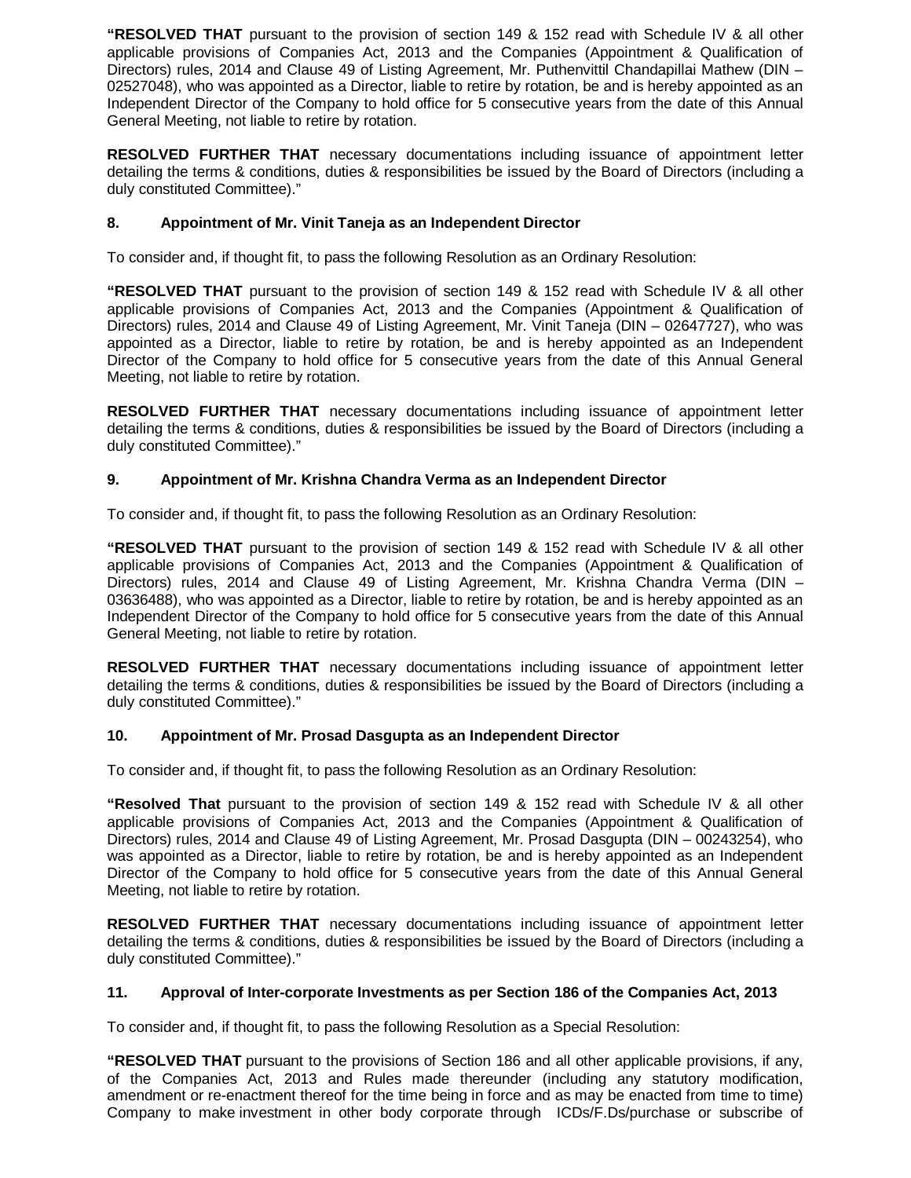**"RESOLVED THAT** pursuant to the provision of section 149 & 152 read with Schedule IV & all other applicable provisions of Companies Act, 2013 and the Companies (Appointment & Qualification of Directors) rules, 2014 and Clause 49 of Listing Agreement, Mr. Puthenvittil Chandapillai Mathew (DIN – 02527048), who was appointed as a Director, liable to retire by rotation, be and is hereby appointed as an Independent Director of the Company to hold office for 5 consecutive years from the date of this Annual General Meeting, not liable to retire by rotation.

**RESOLVED FURTHER THAT** necessary documentations including issuance of appointment letter detailing the terms & conditions, duties & responsibilities be issued by the Board of Directors (including a duly constituted Committee)."

**8. Appointment of Mr. Vinit Taneja as an Independent Director**

To consider and, if thought fit, to pass the following Resolution as an Ordinary Resolution:

**"RESOLVED THAT** pursuant to the provision of section 149 & 152 read with Schedule IV & all other applicable provisions of Companies Act, 2013 and the Companies (Appointment & Qualification of Directors) rules, 2014 and Clause 49 of Listing Agreement, Mr. Vinit Taneja (DIN – 02647727), who was appointed as a Director, liable to retire by rotation, be and is hereby appointed as an Independent Director of the Company to hold office for 5 consecutive years from the date of this Annual General Meeting, not liable to retire by rotation.

**RESOLVED FURTHER THAT** necessary documentations including issuance of appointment letter detailing the terms & conditions, duties & responsibilities be issued by the Board of Directors (including a duly constituted Committee)."

**9. Appointment of Mr. Krishna Chandra Verma as an Independent Director**

To consider and, if thought fit, to pass the following Resolution as an Ordinary Resolution:

**"RESOLVED THAT** pursuant to the provision of section 149 & 152 read with Schedule IV & all other applicable provisions of Companies Act, 2013 and the Companies (Appointment & Qualification of Directors) rules, 2014 and Clause 49 of Listing Agreement, Mr. Krishna Chandra Verma (DIN – 03636488), who was appointed as a Director, liable to retire by rotation, be and is hereby appointed as an Independent Director of the Company to hold office for 5 consecutive years from the date of this Annual General Meeting, not liable to retire by rotation.

**RESOLVED FURTHER THAT** necessary documentations including issuance of appointment letter detailing the terms & conditions, duties & responsibilities be issued by the Board of Directors (including a duly constituted Committee)."

**10. Appointment of Mr. Prosad Dasgupta as an Independent Director**

To consider and, if thought fit, to pass the following Resolution as an Ordinary Resolution:

**"Resolved That** pursuant to the provision of section 149 & 152 read with Schedule IV & all other applicable provisions of Companies Act, 2013 and the Companies (Appointment & Qualification of Directors) rules, 2014 and Clause 49 of Listing Agreement, Mr. Prosad Dasgupta (DIN – 00243254), who was appointed as a Director, liable to retire by rotation, be and is hereby appointed as an Independent Director of the Company to hold office for 5 consecutive years from the date of this Annual General Meeting, not liable to retire by rotation.

**RESOLVED FURTHER THAT** necessary documentations including issuance of appointment letter detailing the terms & conditions, duties & responsibilities be issued by the Board of Directors (including a duly constituted Committee)."

**11. Approval of Inter-corporate Investments as per Section 186 of the Companies Act, 2013**

To consider and, if thought fit, to pass the following Resolution as a Special Resolution:

**"RESOLVED THAT** pursuant to the provisions of Section 186 and all other applicable provisions, if any, of the Companies Act, 2013 and Rules made thereunder (including any statutory modification, amendment or re-enactment thereof for the time being in force and as may be enacted from time to time) Company to make investment in other body corporate through ICDs/F.Ds/purchase or subscribe of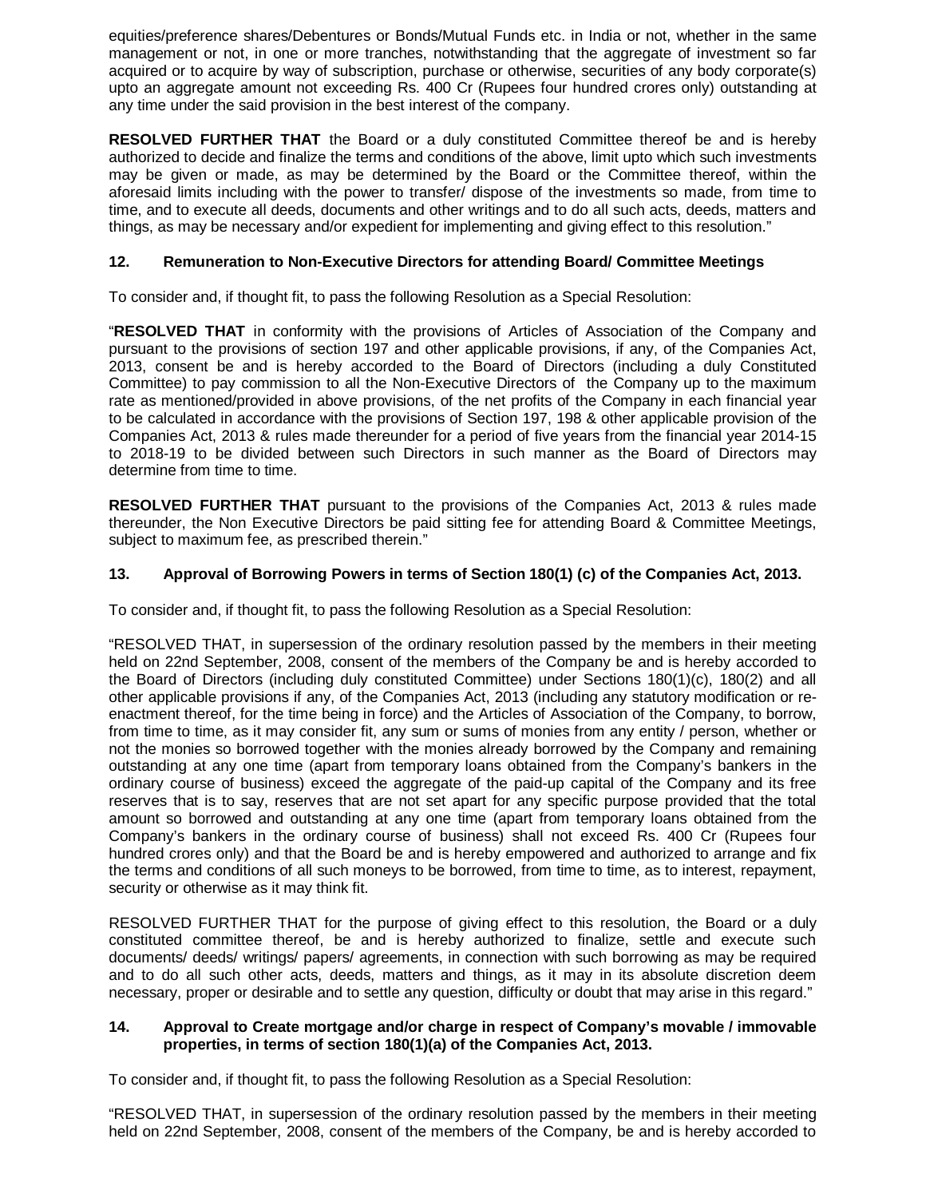equities/preference shares/Debentures or Bonds/Mutual Funds etc. in India or not, whether in the same management or not, in one or more tranches, notwithstanding that the aggregate of investment so far acquired or to acquire by way of subscription, purchase or otherwise, securities of any body corporate(s) upto an aggregate amount not exceeding Rs. 400 Cr (Rupees four hundred crores only) outstanding at any time under the said provision in the best interest of the company.

**RESOLVED FURTHER THAT** the Board or a duly constituted Committee thereof be and is hereby authorized to decide and finalize the terms and conditions of the above, limit upto which such investments may be given or made, as may be determined by the Board or the Committee thereof, within the aforesaid limits including with the power to transfer/ dispose of the investments so made, from time to time, and to execute all deeds, documents and other writings and to do all such acts, deeds, matters and things, as may be necessary and/or expedient for implementing and giving effect to this resolution."

### 12. Remuneration to Non-Executive Directors for attending Board/ Committee Meetings

To consider and, if thought fit, to pass the following Resolution as a Special Resolution:

"**RESOLVED THAT** in conformity with the provisions of Articles of Association of the Company and pursuant to the provisions of section 197 and other applicable provisions, if any, of the Companies Act, 2013, consent be and is hereby accorded to the Board of Directors (including a duly Constituted Committee) to pay commission to all the Non-Executive Directors of the Company up to the maximum rate as mentioned/provided in above provisions, of the net profits of the Company in each financial year to be calculated in accordance with the provisions of Section 197, 198 & other applicable provision of the Companies Act, 2013 & rules made thereunder for a period of five years from the financial year 2014-15 to 2018-19 to be divided between such Directors in such manner as the Board of Directors may determine from time to time.

**RESOLVED FURTHER THAT** pursuant to the provisions of the Companies Act, 2013 & rules made thereunder, the Non Executive Directors be paid sitting fee for attending Board & Committee Meetings, subject to maximum fee, as prescribed therein."

### 13. Approval of Borrowing Powers in terms of Section 180(1) (c) of the Companies Act, 2013.

To consider and, if thought fit, to pass the following Resolution as a Special Resolution:

"RESOLVED THAT, in supersession of the ordinary resolution passed by the members in their meeting held on 22nd September, 2008, consent of the members of the Company be and is hereby accorded to the Board of Directors (including duly constituted Committee) under Sections 180(1)(c), 180(2) and all other applicable provisions if any, of the Companies Act, 2013 (including any statutory modification or re-enactment thereof, for the time being in force) and the Articles of Association of the Company, to borrow, from time to time, as it may consider fit, any sum or sums of monies from any entity / person, whether or not the monies so borrowed together with the monies already borrowed by the Company and remaining outstanding at any one time (apart from temporary loans obtained from the Company's bankers in the ordinary course of business) exceed the aggregate of the paid-up capital of the Company and its free reserves that is to say, reserves that are not set apart for any specific purpose provided that the total amount so borrowed and outstanding at any one time (apart from temporary loans obtained from the Company's bankers in the ordinary course of business) shall not exceed Rs. 400 Cr (Rupees four hundred crores only) and that the Board be and is hereby empowered and authorized to arrange and fix the terms and conditions of all such moneys to be borrowed, from time to time, as to interest, repayment, security or otherwise as it may think fit.

RESOLVED FURTHER THAT for the purpose of giving effect to this resolution, the Board or a duly constituted committee thereof, be and is hereby authorized to finalize, settle and execute such documents/ deeds/ writings/ papers/ agreements, in connection with such borrowing as may be required and to do all such other acts, deeds, matters and things, as it may in its absolute discretion deem necessary, proper or desirable and to settle any question, difficulty or doubt that may arise in this regard."

### 14. Approval to Create mortgage and/or charge in respect of Company's movable / immovable properties, in terms of section 180(1)(a) of the Companies Act, 2013.

To consider and, if thought fit, to pass the following Resolution as a Special Resolution:

"RESOLVED THAT, in supersession of the ordinary resolution passed by the members in their meeting held on 22nd September, 2008, consent of the members of the Company, be and is hereby accorded to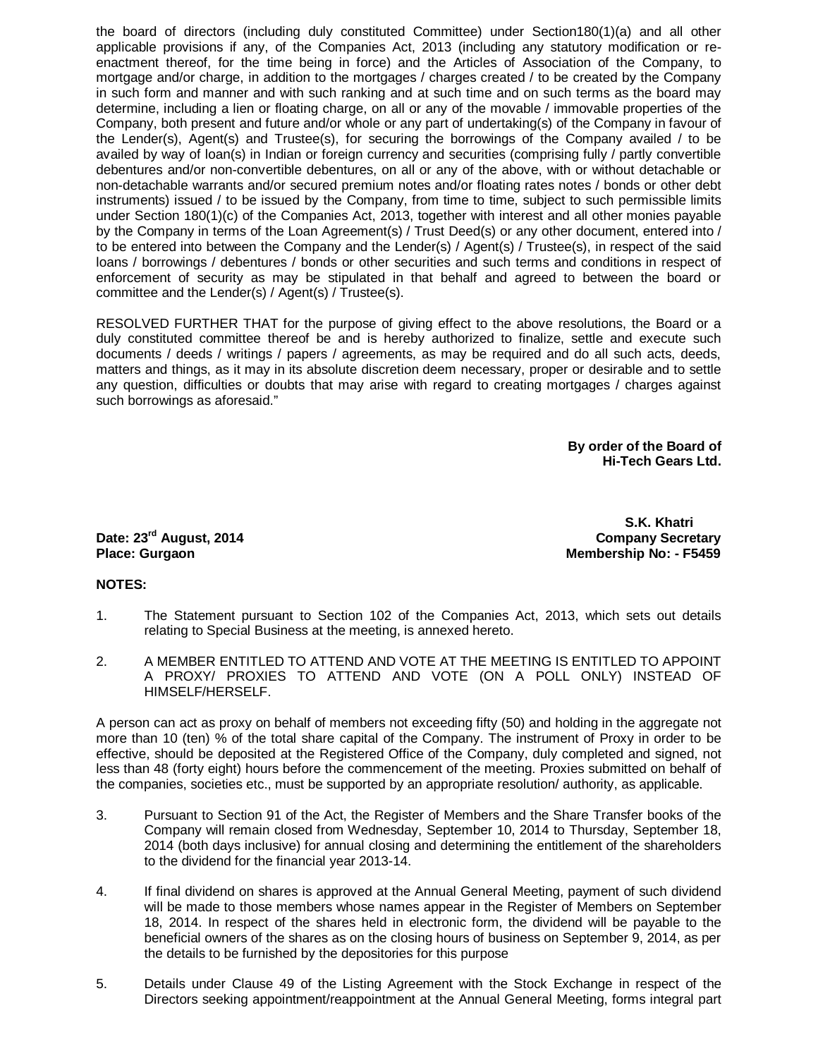the board of directors (including duly constituted Committee) under Section180(1)(a) and all other applicable provisions if any, of the Companies Act, 2013 (including any statutory modification or re-enactment thereof, for the time being in force) and the Articles of Association of the Company, to mortgage and/or charge, in addition to the mortgages / charges created / to be created by the Company in such form and manner and with such ranking and at such time and on such terms as the board may determine, including a lien or floating charge, on all or any of the movable / immovable properties of the Company, both present and future and/or whole or any part of undertaking(s) of the Company in favour of the Lender(s), Agent(s) and Trustee(s), for securing the borrowings of the Company availed / to be availed by way of loan(s) in Indian or foreign currency and securities (comprising fully / partly convertible debentures and/or non-convertible debentures, on all or any of the above, with or without detachable or non-detachable warrants and/or secured premium notes and/or floating rates notes / bonds or other debt instruments) issued / to be issued by the Company, from time to time, subject to such permissible limits under Section 180(1)(c) of the Companies Act, 2013, together with interest and all other monies payable by the Company in terms of the Loan Agreement(s) / Trust Deed(s) or any other document, entered into / to be entered into between the Company and the Lender(s) / Agent(s) / Trustee(s), in respect of the said loans / borrowings / debentures / bonds or other securities and such terms and conditions in respect of enforcement of security as may be stipulated in that behalf and agreed to between the board or committee and the Lender(s) / Agent(s) / Trustee(s).

RESOLVED FURTHER THAT for the purpose of giving effect to the above resolutions, the Board or a duly constituted committee thereof be and is hereby authorized to finalize, settle and execute such documents / deeds / writings / papers / agreements, as may be required and do all such acts, deeds, matters and things, as it may in its absolute discretion deem necessary, proper or desirable and to settle any question, difficulties or doubts that may arise with regard to creating mortgages / charges against such borrowings as aforesaid."

**By order of the Board of**
**Hi-Tech Gears Ltd.**

**S.K. Khatri**
**Company Secretary**
**Membership No: - F5459**

**Date: 23rd August, 2014**
**Place: Gurgaon**

**NOTES:**

1. The Statement pursuant to Section 102 of the Companies Act, 2013, which sets out details relating to Special Business at the meeting, is annexed hereto.

2. A MEMBER ENTITLED TO ATTEND AND VOTE AT THE MEETING IS ENTITLED TO APPOINT A PROXY/ PROXIES TO ATTEND AND VOTE (ON A POLL ONLY) INSTEAD OF HIMSELF/HERSELF.

A person can act as proxy on behalf of members not exceeding fifty (50) and holding in the aggregate not more than 10 (ten) % of the total share capital of the Company. The instrument of Proxy in order to be effective, should be deposited at the Registered Office of the Company, duly completed and signed, not less than 48 (forty eight) hours before the commencement of the meeting. Proxies submitted on behalf of the companies, societies etc., must be supported by an appropriate resolution/ authority, as applicable.

3. Pursuant to Section 91 of the Act, the Register of Members and the Share Transfer books of the Company will remain closed from Wednesday, September 10, 2014 to Thursday, September 18, 2014 (both days inclusive) for annual closing and determining the entitlement of the shareholders to the dividend for the financial year 2013-14.

4. If final dividend on shares is approved at the Annual General Meeting, payment of such dividend will be made to those members whose names appear in the Register of Members on September 18, 2014. In respect of the shares held in electronic form, the dividend will be payable to the beneficial owners of the shares as on the closing hours of business on September 9, 2014, as per the details to be furnished by the depositories for this purpose

5. Details under Clause 49 of the Listing Agreement with the Stock Exchange in respect of the Directors seeking appointment/reappointment at the Annual General Meeting, forms integral part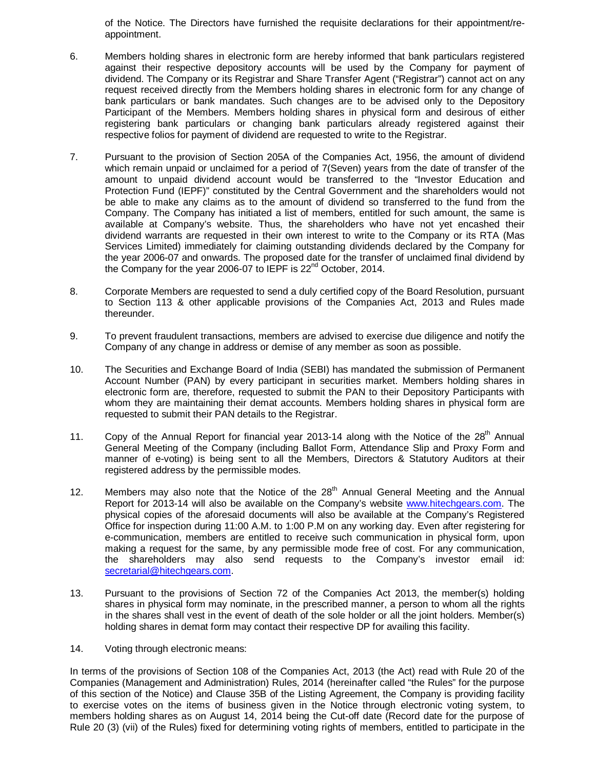of the Notice. The Directors have furnished the requisite declarations for their appointment/re-appointment.

6. Members holding shares in electronic form are hereby informed that bank particulars registered against their respective depository accounts will be used by the Company for payment of dividend. The Company or its Registrar and Share Transfer Agent ("Registrar") cannot act on any request received directly from the Members holding shares in electronic form for any change of bank particulars or bank mandates. Such changes are to be advised only to the Depository Participant of the Members. Members holding shares in physical form and desirous of either registering bank particulars or changing bank particulars already registered against their respective folios for payment of dividend are requested to write to the Registrar.

7. Pursuant to the provision of Section 205A of the Companies Act, 1956, the amount of dividend which remain unpaid or unclaimed for a period of 7(Seven) years from the date of transfer of the amount to unpaid dividend account would be transferred to the "Investor Education and Protection Fund (IEPF)" constituted by the Central Government and the shareholders would not be able to make any claims as to the amount of dividend so transferred to the fund from the Company. The Company has initiated a list of members, entitled for such amount, the same is available at Company's website. Thus, the shareholders who have not yet encashed their dividend warrants are requested in their own interest to write to the Company or its RTA (Mas Services Limited) immediately for claiming outstanding dividends declared by the Company for the year 2006-07 and onwards. The proposed date for the transfer of unclaimed final dividend by the Company for the year 2006-07 to IEPF is 22nd October, 2014.

8. Corporate Members are requested to send a duly certified copy of the Board Resolution, pursuant to Section 113 & other applicable provisions of the Companies Act, 2013 and Rules made thereunder.

9. To prevent fraudulent transactions, members are advised to exercise due diligence and notify the Company of any change in address or demise of any member as soon as possible.

10. The Securities and Exchange Board of India (SEBI) has mandated the submission of Permanent Account Number (PAN) by every participant in securities market. Members holding shares in electronic form are, therefore, requested to submit the PAN to their Depository Participants with whom they are maintaining their demat accounts. Members holding shares in physical form are requested to submit their PAN details to the Registrar.

11. Copy of the Annual Report for financial year 2013-14 along with the Notice of the 28th Annual General Meeting of the Company (including Ballot Form, Attendance Slip and Proxy Form and manner of e-voting) is being sent to all the Members, Directors & Statutory Auditors at their registered address by the permissible modes.

12. Members may also note that the Notice of the 28th Annual General Meeting and the Annual Report for 2013-14 will also be available on the Company's website www.hitechgears.com. The physical copies of the aforesaid documents will also be available at the Company's Registered Office for inspection during 11:00 A.M. to 1:00 P.M on any working day. Even after registering for e-communication, members are entitled to receive such communication in physical form, upon making a request for the same, by any permissible mode free of cost. For any communication, the shareholders may also send requests to the Company's investor email id: secretarial@hitechgears.com.

13. Pursuant to the provisions of Section 72 of the Companies Act 2013, the member(s) holding shares in physical form may nominate, in the prescribed manner, a person to whom all the rights in the shares shall vest in the event of death of the sole holder or all the joint holders. Member(s) holding shares in demat form may contact their respective DP for availing this facility.

14. Voting through electronic means:

In terms of the provisions of Section 108 of the Companies Act, 2013 (the Act) read with Rule 20 of the Companies (Management and Administration) Rules, 2014 (hereinafter called "the Rules" for the purpose of this section of the Notice) and Clause 35B of the Listing Agreement, the Company is providing facility to exercise votes on the items of business given in the Notice through electronic voting system, to members holding shares as on August 14, 2014 being the Cut-off date (Record date for the purpose of Rule 20 (3) (vii) of the Rules) fixed for determining voting rights of members, entitled to participate in the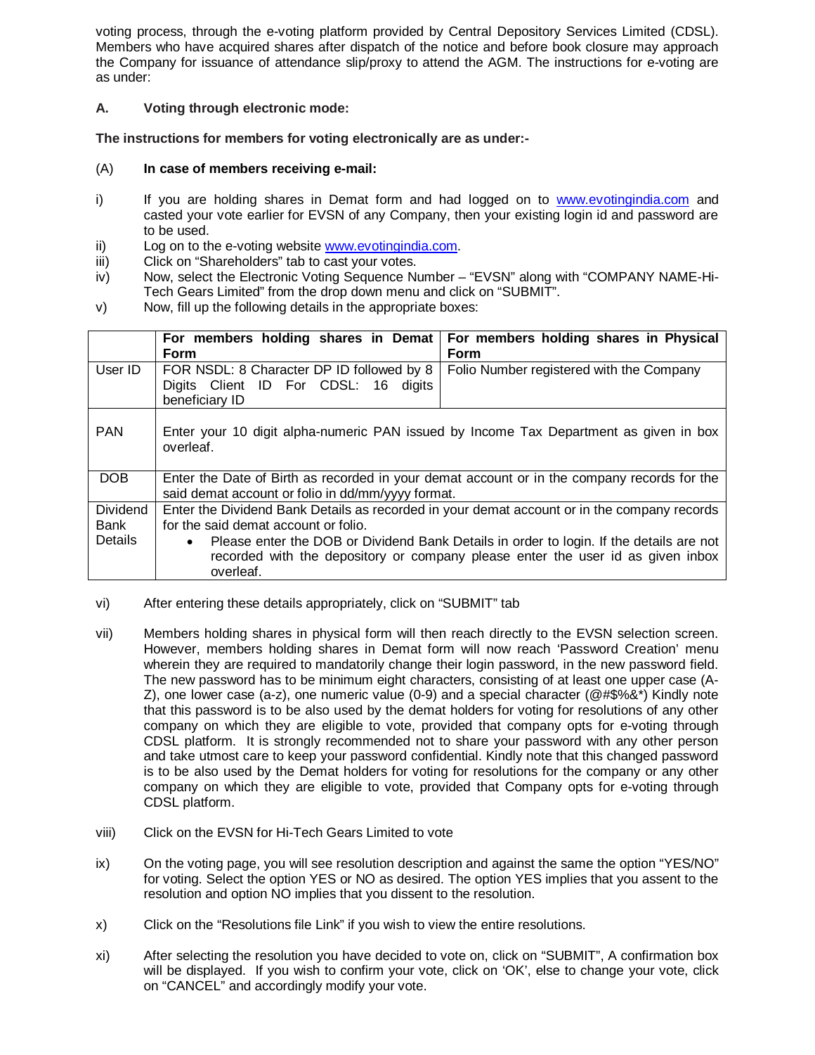voting process, through the e-voting platform provided by Central Depository Services Limited (CDSL). Members who have acquired shares after dispatch of the notice and before book closure may approach the Company for issuance of attendance slip/proxy to attend the AGM. The instructions for e-voting are as under:

**A. Voting through electronic mode:**

**The instructions for members for voting electronically are as under:-**

(A) **In case of members receiving e-mail:**

i) If you are holding shares in Demat form and had logged on to www.evotingindia.com and casted your vote earlier for EVSN of any Company, then your existing login id and password are to be used.

ii) Log on to the e-voting website www.evotingindia.com.

iii) Click on "Shareholders" tab to cast your votes.

iv) Now, select the Electronic Voting Sequence Number – "EVSN" along with "COMPANY NAME-Hi-Tech Gears Limited" from the drop down menu and click on "SUBMIT".

v) Now, fill up the following details in the appropriate boxes:

| | **For members holding shares in Demat Form** | **For members holding shares in Physical Form** |
|---|---|---|
| User ID | FOR NSDL: 8 Character DP ID followed by 8 Digits Client ID For CDSL: 16 digits beneficiary ID | Folio Number registered with the Company |
| PAN | Enter your 10 digit alpha-numeric PAN issued by Income Tax Department as given in box overleaf. | |
| DOB | Enter the Date of Birth as recorded in your demat account or in the company records for the said demat account or folio in dd/mm/yyyy format. | |
| Dividend Bank Details | Enter the Dividend Bank Details as recorded in your demat account or in the company records for the said demat account or folio.<br>• Please enter the DOB or Dividend Bank Details in order to login. If the details are not recorded with the depository or company please enter the user id as given inbox overleaf. | |

vi) After entering these details appropriately, click on "SUBMIT" tab

vii) Members holding shares in physical form will then reach directly to the EVSN selection screen. However, members holding shares in Demat form will now reach 'Password Creation' menu wherein they are required to mandatorily change their login password, in the new password field. The new password has to be minimum eight characters, consisting of at least one upper case (A-Z), one lower case (a-z), one numeric value (0-9) and a special character (@#$%&*) Kindly note that this password is to be also used by the demat holders for voting for resolutions of any other company on which they are eligible to vote, provided that company opts for e-voting through CDSL platform. It is strongly recommended not to share your password with any other person and take utmost care to keep your password confidential. Kindly note that this changed password is to be also used by the Demat holders for voting for resolutions for the company or any other company on which they are eligible to vote, provided that Company opts for e-voting through CDSL platform.

viii) Click on the EVSN for Hi-Tech Gears Limited to vote

ix) On the voting page, you will see resolution description and against the same the option "YES/NO" for voting. Select the option YES or NO as desired. The option YES implies that you assent to the resolution and option NO implies that you dissent to the resolution.

x) Click on the "Resolutions file Link" if you wish to view the entire resolutions.

xi) After selecting the resolution you have decided to vote on, click on "SUBMIT", A confirmation box will be displayed. If you wish to confirm your vote, click on 'OK', else to change your vote, click on "CANCEL" and accordingly modify your vote.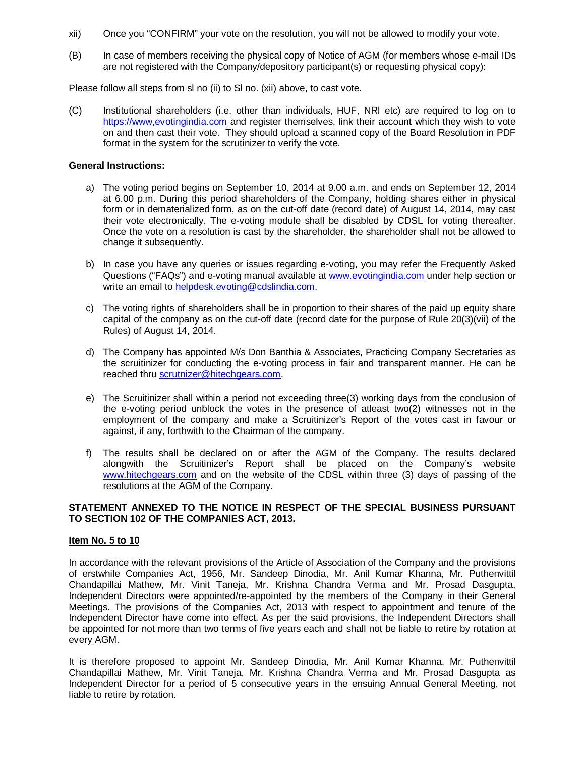xii) Once you "CONFIRM" your vote on the resolution, you will not be allowed to modify your vote.

(B) In case of members receiving the physical copy of Notice of AGM (for members whose e-mail IDs are not registered with the Company/depository participant(s) or requesting physical copy):

Please follow all steps from sl no (ii) to Sl no. (xii) above, to cast vote.

(C) Institutional shareholders (i.e. other than individuals, HUF, NRI etc) are required to log on to https://www,evotingindia.com and register themselves, link their account which they wish to vote on and then cast their vote. They should upload a scanned copy of the Board Resolution in PDF format in the system for the scrutinizer to verify the vote.

**General Instructions:**

a) The voting period begins on September 10, 2014 at 9.00 a.m. and ends on September 12, 2014 at 6.00 p.m. During this period shareholders of the Company, holding shares either in physical form or in dematerialized form, as on the cut-off date (record date) of August 14, 2014, may cast their vote electronically. The e-voting module shall be disabled by CDSL for voting thereafter. Once the vote on a resolution is cast by the shareholder, the shareholder shall not be allowed to change it subsequently.

b) In case you have any queries or issues regarding e-voting, you may refer the Frequently Asked Questions ("FAQs") and e-voting manual available at www.evotingindia.com under help section or write an email to helpdesk.evoting@cdslindia.com.

c) The voting rights of shareholders shall be in proportion to their shares of the paid up equity share capital of the company as on the cut-off date (record date for the purpose of Rule 20(3)(vii) of the Rules) of August 14, 2014.

d) The Company has appointed M/s Don Banthia & Associates, Practicing Company Secretaries as the scruitinizer for conducting the e-voting process in fair and transparent manner. He can be reached thru scrutnizer@hitechgears.com.

e) The Scruitinizer shall within a period not exceeding three(3) working days from the conclusion of the e-voting period unblock the votes in the presence of atleast two(2) witnesses not in the employment of the company and make a Scruitinizer's Report of the votes cast in favour or against, if any, forthwith to the Chairman of the company.

f) The results shall be declared on or after the AGM of the Company. The results declared alongwith the Scruitinizer's Report shall be placed on the Company's website www.hitechgears.com and on the website of the CDSL within three (3) days of passing of the resolutions at the AGM of the Company.

**STATEMENT ANNEXED TO THE NOTICE IN RESPECT OF THE SPECIAL BUSINESS PURSUANT TO SECTION 102 OF THE COMPANIES ACT, 2013.**

**Item No. 5 to 10**

In accordance with the relevant provisions of the Article of Association of the Company and the provisions of erstwhile Companies Act, 1956, Mr. Sandeep Dinodia, Mr. Anil Kumar Khanna, Mr. Puthenvittil Chandapillai Mathew, Mr. Vinit Taneja, Mr. Krishna Chandra Verma and Mr. Prosad Dasgupta, Independent Directors were appointed/re-appointed by the members of the Company in their General Meetings. The provisions of the Companies Act, 2013 with respect to appointment and tenure of the Independent Director have come into effect. As per the said provisions, the Independent Directors shall be appointed for not more than two terms of five years each and shall not be liable to retire by rotation at every AGM.

It is therefore proposed to appoint Mr. Sandeep Dinodia, Mr. Anil Kumar Khanna, Mr. Puthenvittil Chandapillai Mathew, Mr. Vinit Taneja, Mr. Krishna Chandra Verma and Mr. Prosad Dasgupta as Independent Director for a period of 5 consecutive years in the ensuing Annual General Meeting, not liable to retire by rotation.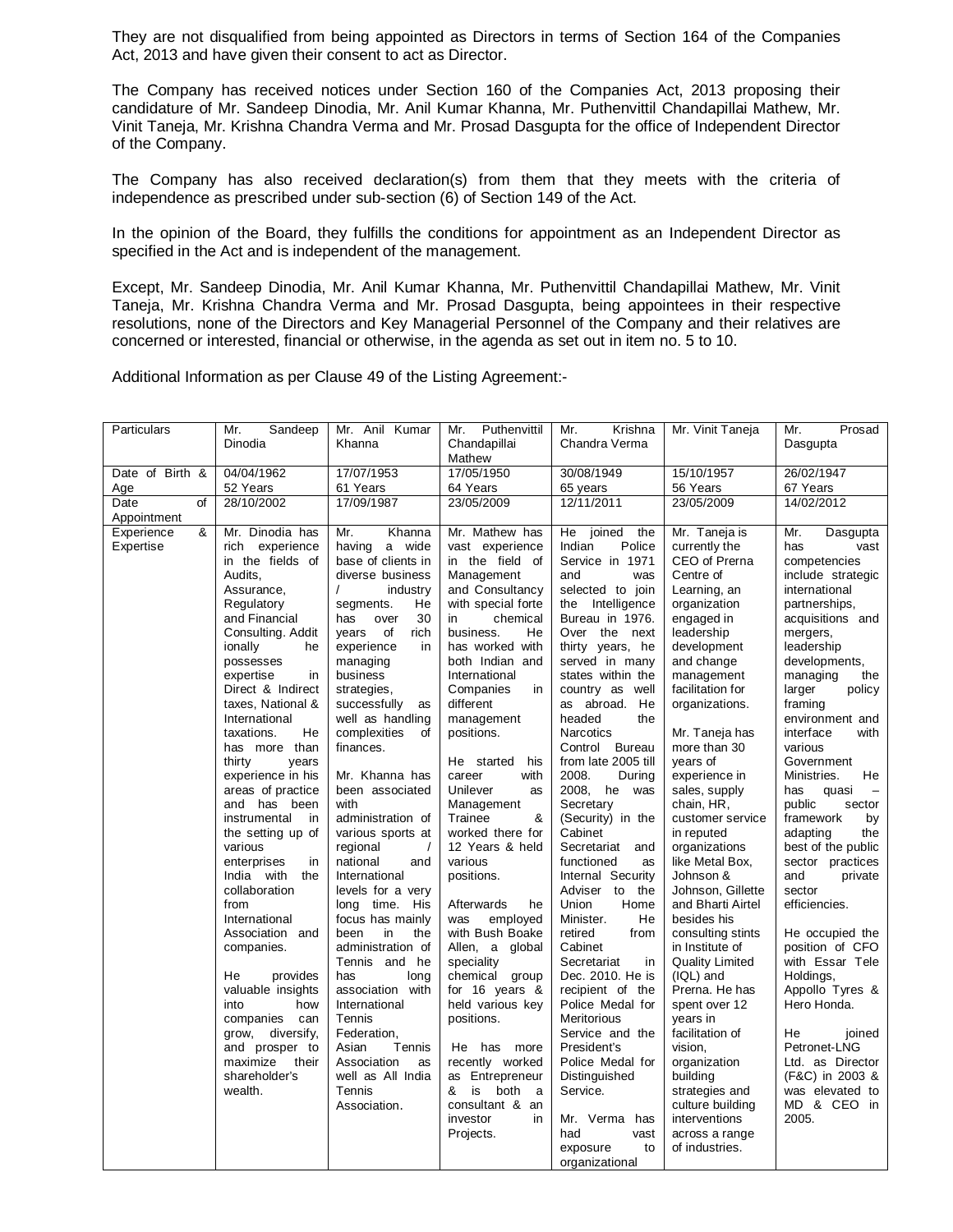They are not disqualified from being appointed as Directors in terms of Section 164 of the Companies Act, 2013 and have given their consent to act as Director.

The Company has received notices under Section 160 of the Companies Act, 2013 proposing their candidature of Mr. Sandeep Dinodia, Mr. Anil Kumar Khanna, Mr. Puthenvittil Chandapillai Mathew, Mr. Vinit Taneja, Mr. Krishna Chandra Verma and Mr. Prosad Dasgupta for the office of Independent Director of the Company.

The Company has also received declaration(s) from them that they meets with the criteria of independence as prescribed under sub-section (6) of Section 149 of the Act.

In the opinion of the Board, they fulfills the conditions for appointment as an Independent Director as specified in the Act and is independent of the management.

Except, Mr. Sandeep Dinodia, Mr. Anil Kumar Khanna, Mr. Puthenvittil Chandapillai Mathew, Mr. Vinit Taneja, Mr. Krishna Chandra Verma and Mr. Prosad Dasgupta, being appointees in their respective resolutions, none of the Directors and Key Managerial Personnel of the Company and their relatives are concerned or interested, financial or otherwise, in the agenda as set out in item no. 5 to 10.

Additional Information as per Clause 49 of the Listing Agreement:-

| Particulars | Mr. Sandeep Dinodia | Mr. Anil Kumar Khanna | Mr. Puthenvittil Chandapillai Mathew | Mr. Krishna Chandra Verma | Mr. Vinit Taneja | Mr. Prosad Dasgupta |
|---|---|---|---|---|---|---|
| Date of Birth & Age | 04/04/1962 52 Years | 17/07/1953 61 Years | 17/05/1950 64 Years | 30/08/1949 65 years | 15/10/1957 56 Years | 26/02/1947 67 Years |
| Date of Appointment | 28/10/2002 | 17/09/1987 | 23/05/2009 | 12/11/2011 | 23/05/2009 | 14/02/2012 |
| Experience & Expertise | Mr. Dinodia has rich experience in the fields of Audits, Assurance, Regulatory and Financial Consulting. Additionally he possesses expertise in Direct & Indirect taxes, National & International taxations. He has more than thirty years experience in his areas of practice and has been instrumental in the setting up of various enterprises in India with the collaboration from International Association and companies.<br><br>He provides valuable insights into how companies can grow, diversify, and prosper to maximize their shareholder's wealth. | Mr. Khanna having a wide base of clients in diverse business / industry segments. He has over 30 years of rich experience in managing business strategies, successfully as well as handling complexities of finances.<br><br>Mr. Khanna has been associated with administration of various sports at regional / national and International levels for a very long time. His focus has mainly been in the administration of Tennis and he has long association with International Tennis Federation, Asian Tennis Association as well as All India Tennis Association. | Mr. Mathew has vast experience in the field of Management and Consultancy with special forte in chemical business. He has worked with both Indian and International Companies in different management positions.<br><br>He started his career with Unilever as Management Trainee & worked there for 12 Years & held various positions.<br><br>Afterwards he was employed with Bush Boake Allen, a global speciality chemical group for 16 years & held various key positions.<br><br>He has more recently worked as Entrepreneur & is both a consultant & an investor in Projects. | He joined the Indian Police Service in 1971 and was selected to join the Intelligence Bureau in 1976. Over the next thirty years, he served in many states within the country as well as abroad. He headed the Narcotics Control Bureau from late 2005 till 2008. During 2008, he was Secretary (Security) in the Cabinet Secretariat and functioned as Internal Security Adviser to the Union Home Minister. He retired from Cabinet Secretariat in Dec. 2010. He is recipient of the Police Medal for Meritorious Service and the President's Police Medal for Distinguished Service.<br><br>Mr. Verma has had vast exposure to organizational | Mr. Taneja is currently the CEO of Prerna Centre of Learning, an organization engaged in leadership development and change management facilitation for organizations.<br><br>Mr. Taneja has more than 30 years of experience in sales, supply chain, HR, customer service in reputed organizations like Metal Box, Johnson & Johnson, Gillette and Bharti Airtel besides his consulting stints in Institute of Quality Limited (IQL) and Prerna. He has spent over 12 years in facilitation of vision, organization building strategies and culture building interventions across a range of industries. | Mr. Dasgupta has vast competencies include strategic international partnerships, acquisitions and mergers, leadership developments, managing the larger policy framing environment and interface with various Government Ministries. He has quasi – public sector framework by adapting the best of the public sector practices and private sector efficiencies.<br><br>He occupied the position of CFO with Essar Tele Holdings, Appollo Tyres & Hero Honda.<br><br>He joined Petronet-LNG Ltd. as Director (F&C) in 2003 & was elevated to MD & CEO in 2005. |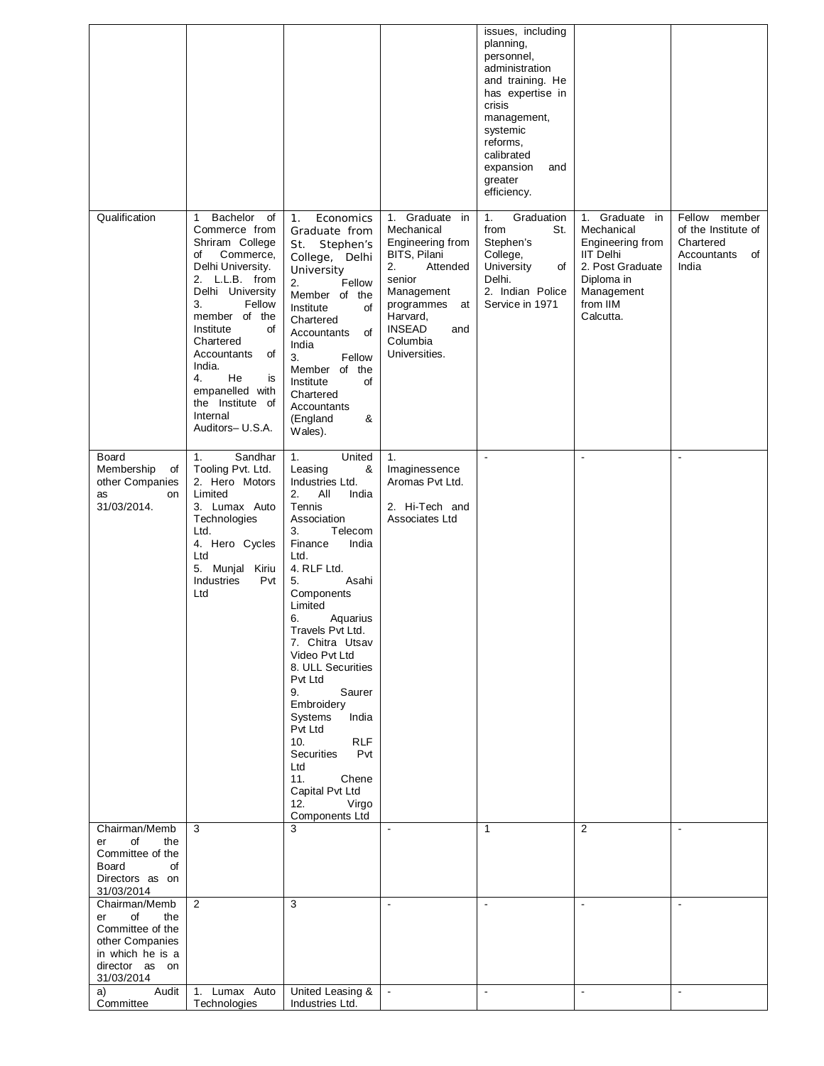| | | | | | | |
|---|---|---|---|---|---|---|
| | | | | issues, including planning, personnel, administration and training. He has expertise in crisis management, systemic reforms, calibrated expansion and greater efficiency. | | |
| Qualification | 1 Bachelor of Commerce from Shriram College of Commerce, Delhi University.<br>2. L.L.B. from Delhi University<br>3. Fellow member of the Institute of Chartered Accountants of India.<br>4. He is empanelled with the Institute of Internal Auditors– U.S.A. | 1. Economics Graduate from St. Stephen's College, Delhi University<br>2. Fellow Member of the Institute of Chartered Accountants of India<br>3. Fellow Member of the Institute of Chartered Accountants (England & Wales). | 1. Graduate in Mechanical Engineering from BITS, Pilani<br>2. Attended senior Management programmes at Harvard, INSEAD and Columbia Universities. | 1. Graduation from St. Stephen's College, University of Delhi.<br>2. Indian Police Service in 1971 | 1. Graduate in Mechanical Engineering from IIT Delhi<br>2. Post Graduate Diploma in Management from IIM Calcutta. | Fellow member of the Institute of Chartered Accountants of India |
| Board Membership of other Companies as on 31/03/2014. | 1. Sandhar Tooling Pvt. Ltd.<br>2. Hero Motors Limited<br>3. Lumax Auto Technologies Ltd.<br>4. Hero Cycles Ltd<br>5. Munjal Kiriu Industries Pvt Ltd | 1. United Leasing & Industries Ltd.<br>2. All India Tennis Association<br>3. Telecom Finance India Ltd.<br>4. RLF Ltd.<br>5. Asahi Components Limited<br>6. Aquarius Travels Pvt Ltd.<br>7. Chitra Utsav Video Pvt Ltd<br>8. ULL Securities Pvt Ltd<br>9. Saurer Embroidery Systems India Pvt Ltd<br>10. RLF Securities Pvt Ltd<br>11. Chene Capital Pvt Ltd<br>12. Virgo Components Ltd | 1. Imaginessence Aromas Pvt Ltd.<br>2. Hi-Tech and Associates Ltd | - | - | - |
| Chairman/Member of the Committee of the Board of Directors as on 31/03/2014 | 3 | 3 | - | 1 | 2 | - |
| Chairman/Member of the Committee of the other Companies in which he is a director as on 31/03/2014 | 2 | 3 | - | - | - | - |
| a) Audit Committee | 1. Lumax Auto Technologies | United Leasing & Industries Ltd. | - | - | - | - |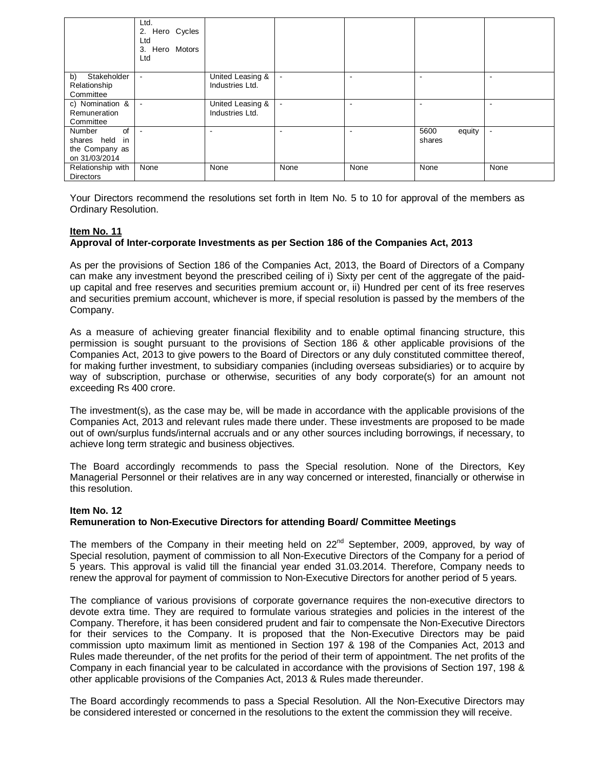| | Ltd.<br>2. Hero Cycles Ltd<br>3. Hero Motors Ltd | | | | | |
|---|---|---|---|---|---|---|
| b) Stakeholder Relationship Committee | - | United Leasing & Industries Ltd. | - | - | - | - |
| c) Nomination & Remuneration Committee | - | United Leasing & Industries Ltd. | - | - | - | - |
| Number of shares held in the Company as on 31/03/2014 | - | - | - | - | 5600 equity shares | - |
| Relationship with Directors | None | None | None | None | None | None |

Your Directors recommend the resolutions set forth in Item No. 5 to 10 for approval of the members as Ordinary Resolution.

**Item No. 11**

**Approval of Inter-corporate Investments as per Section 186 of the Companies Act, 2013**

As per the provisions of Section 186 of the Companies Act, 2013, the Board of Directors of a Company can make any investment beyond the prescribed ceiling of i) Sixty per cent of the aggregate of the paid-up capital and free reserves and securities premium account or, ii) Hundred per cent of its free reserves and securities premium account, whichever is more, if special resolution is passed by the members of the Company.

As a measure of achieving greater financial flexibility and to enable optimal financing structure, this permission is sought pursuant to the provisions of Section 186 & other applicable provisions of the Companies Act, 2013 to give powers to the Board of Directors or any duly constituted committee thereof, for making further investment, to subsidiary companies (including overseas subsidiaries) or to acquire by way of subscription, purchase or otherwise, securities of any body corporate(s) for an amount not exceeding Rs 400 crore.

The investment(s), as the case may be, will be made in accordance with the applicable provisions of the Companies Act, 2013 and relevant rules made there under. These investments are proposed to be made out of own/surplus funds/internal accruals and or any other sources including borrowings, if necessary, to achieve long term strategic and business objectives.

The Board accordingly recommends to pass the Special resolution. None of the Directors, Key Managerial Personnel or their relatives are in any way concerned or interested, financially or otherwise in this resolution.

**Item No. 12**

**Remuneration to Non-Executive Directors for attending Board/ Committee Meetings**

The members of the Company in their meeting held on 22nd September, 2009, approved, by way of Special resolution, payment of commission to all Non-Executive Directors of the Company for a period of 5 years. This approval is valid till the financial year ended 31.03.2014. Therefore, Company needs to renew the approval for payment of commission to Non-Executive Directors for another period of 5 years.

The compliance of various provisions of corporate governance requires the non-executive directors to devote extra time. They are required to formulate various strategies and policies in the interest of the Company. Therefore, it has been considered prudent and fair to compensate the Non-Executive Directors for their services to the Company. It is proposed that the Non-Executive Directors may be paid commission upto maximum limit as mentioned in Section 197 & 198 of the Companies Act, 2013 and Rules made thereunder, of the net profits for the period of their term of appointment. The net profits of the Company in each financial year to be calculated in accordance with the provisions of Section 197, 198 & other applicable provisions of the Companies Act, 2013 & Rules made thereunder.

The Board accordingly recommends to pass a Special Resolution. All the Non-Executive Directors may be considered interested or concerned in the resolutions to the extent the commission they will receive.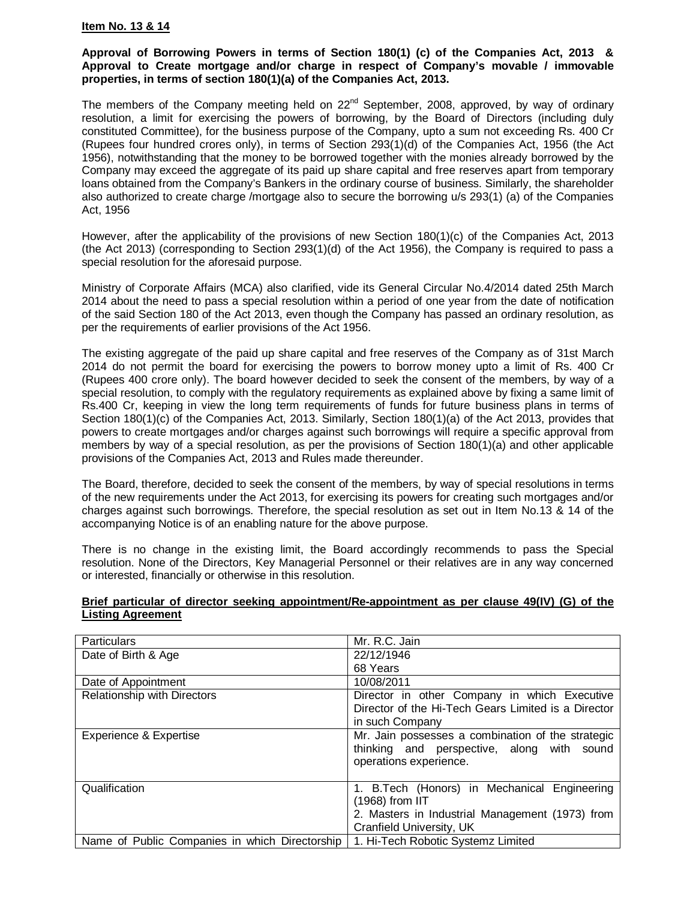**Item No. 13 & 14**

**Approval of Borrowing Powers in terms of Section 180(1) (c) of the Companies Act, 2013 & Approval to Create mortgage and/or charge in respect of Company's movable / immovable properties, in terms of section 180(1)(a) of the Companies Act, 2013.**

The members of the Company meeting held on 22nd September, 2008, approved, by way of ordinary resolution, a limit for exercising the powers of borrowing, by the Board of Directors (including duly constituted Committee), for the business purpose of the Company, upto a sum not exceeding Rs. 400 Cr (Rupees four hundred crores only), in terms of Section 293(1)(d) of the Companies Act, 1956 (the Act 1956), notwithstanding that the money to be borrowed together with the monies already borrowed by the Company may exceed the aggregate of its paid up share capital and free reserves apart from temporary loans obtained from the Company's Bankers in the ordinary course of business. Similarly, the shareholder also authorized to create charge /mortgage also to secure the borrowing u/s 293(1) (a) of the Companies Act, 1956

However, after the applicability of the provisions of new Section 180(1)(c) of the Companies Act, 2013 (the Act 2013) (corresponding to Section 293(1)(d) of the Act 1956), the Company is required to pass a special resolution for the aforesaid purpose.

Ministry of Corporate Affairs (MCA) also clarified, vide its General Circular No.4/2014 dated 25th March 2014 about the need to pass a special resolution within a period of one year from the date of notification of the said Section 180 of the Act 2013, even though the Company has passed an ordinary resolution, as per the requirements of earlier provisions of the Act 1956.

The existing aggregate of the paid up share capital and free reserves of the Company as of 31st March 2014 do not permit the board for exercising the powers to borrow money upto a limit of Rs. 400 Cr (Rupees 400 crore only). The board however decided to seek the consent of the members, by way of a special resolution, to comply with the regulatory requirements as explained above by fixing a same limit of Rs.400 Cr, keeping in view the long term requirements of funds for future business plans in terms of Section 180(1)(c) of the Companies Act, 2013. Similarly, Section 180(1)(a) of the Act 2013, provides that powers to create mortgages and/or charges against such borrowings will require a specific approval from members by way of a special resolution, as per the provisions of Section 180(1)(a) and other applicable provisions of the Companies Act, 2013 and Rules made thereunder.

The Board, therefore, decided to seek the consent of the members, by way of special resolutions in terms of the new requirements under the Act 2013, for exercising its powers for creating such mortgages and/or charges against such borrowings. Therefore, the special resolution as set out in Item No.13 & 14 of the accompanying Notice is of an enabling nature for the above purpose.

There is no change in the existing limit, the Board accordingly recommends to pass the Special resolution. None of the Directors, Key Managerial Personnel or their relatives are in any way concerned or interested, financially or otherwise in this resolution.

**Brief particular of director seeking appointment/Re-appointment as per clause 49(IV) (G) of the Listing Agreement**

| Particulars | Mr. R.C. Jain |
|---|---|
| Date of Birth & Age | 22/12/1946<br>68 Years |
| Date of Appointment | 10/08/2011 |
| Relationship with Directors | Director in other Company in which Executive Director of the Hi-Tech Gears Limited is a Director in such Company |
| Experience & Expertise | Mr. Jain possesses a combination of the strategic thinking and perspective, along with sound operations experience. |
| Qualification | 1. B.Tech (Honors) in Mechanical Engineering (1968) from IIT<br>2. Masters in Industrial Management (1973) from Cranfield University, UK |
| Name of Public Companies in which Directorship | 1. Hi-Tech Robotic Systemz Limited |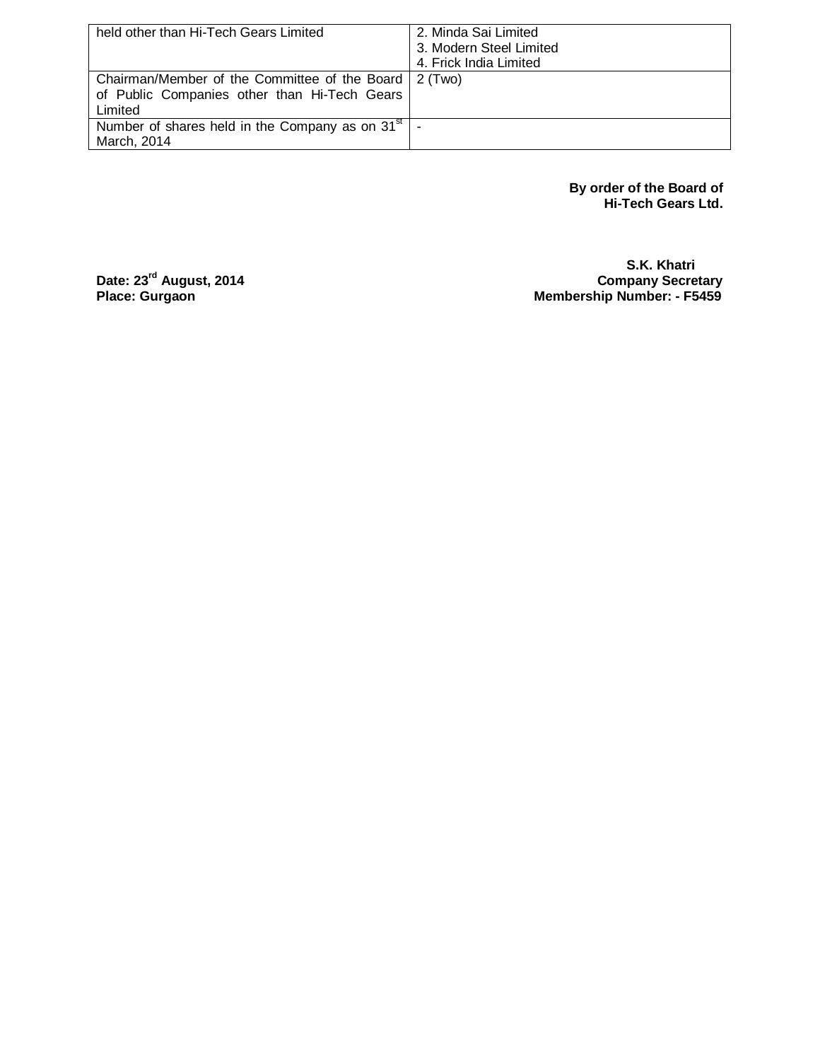| | |
|---|---|
| held other than Hi-Tech Gears Limited | 2. Minda Sai Limited<br>3. Modern Steel Limited<br>4. Frick India Limited |
| Chairman/Member of the Committee of the Board of Public Companies other than Hi-Tech Gears Limited | 2 (Two) |
| Number of shares held in the Company as on 31st March, 2014 | - |

**By order of the Board of**
**Hi-Tech Gears Ltd.**

**S.K. Khatri**
**Company Secretary**
**Membership Number: - F5459**

**Date: 23rd August, 2014**
**Place: Gurgaon**